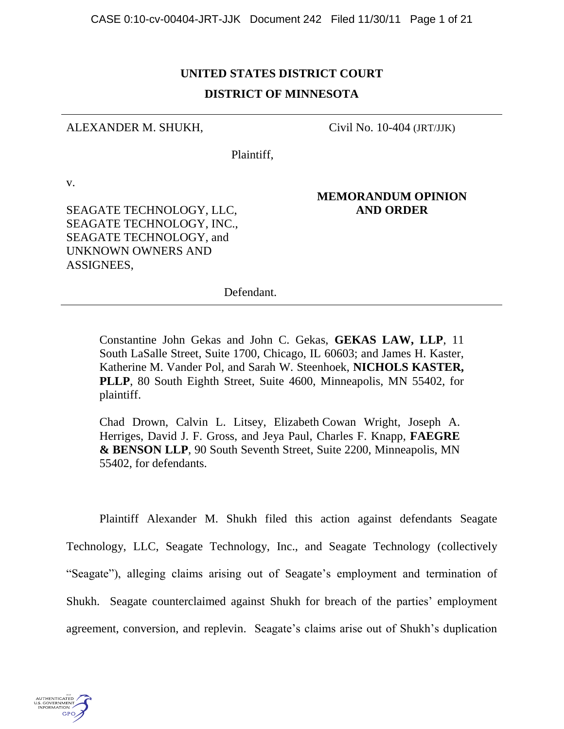**UNITED STATES DISTRICT COURT**
**DISTRICT OF MINNESOTA**

---

ALEXANDER M. SHUKH,

Plaintiff,

v.

SEAGATE TECHNOLOGY, LLC, SEAGATE TECHNOLOGY, INC., SEAGATE TECHNOLOGY, and UNKNOWN OWNERS AND ASSIGNEES,

Defendant.

Civil No. 10-404 (JRT/JJK)

**MEMORANDUM OPINION AND ORDER**

---

Constantine John Gekas and John C. Gekas, **GEKAS LAW, LLP**, 11 South LaSalle Street, Suite 1700, Chicago, IL 60603; and James H. Kaster, Katherine M. Vander Pol, and Sarah W. Steenhoek, **NICHOLS KASTER, PLLP**, 80 South Eighth Street, Suite 4600, Minneapolis, MN 55402, for plaintiff.

Chad Drown, Calvin L. Litsey, Elizabeth Cowan Wright, Joseph A. Herriges, David J. F. Gross, and Jeya Paul, Charles F. Knapp, **FAEGRE & BENSON LLP**, 90 South Seventh Street, Suite 2200, Minneapolis, MN 55402, for defendants.

Plaintiff Alexander M. Shukh filed this action against defendants Seagate Technology, LLC, Seagate Technology, Inc., and Seagate Technology (collectively "Seagate"), alleging claims arising out of Seagate's employment and termination of Shukh. Seagate counterclaimed against Shukh for breach of the parties' employment agreement, conversion, and replevin. Seagate's claims arise out of Shukh's duplication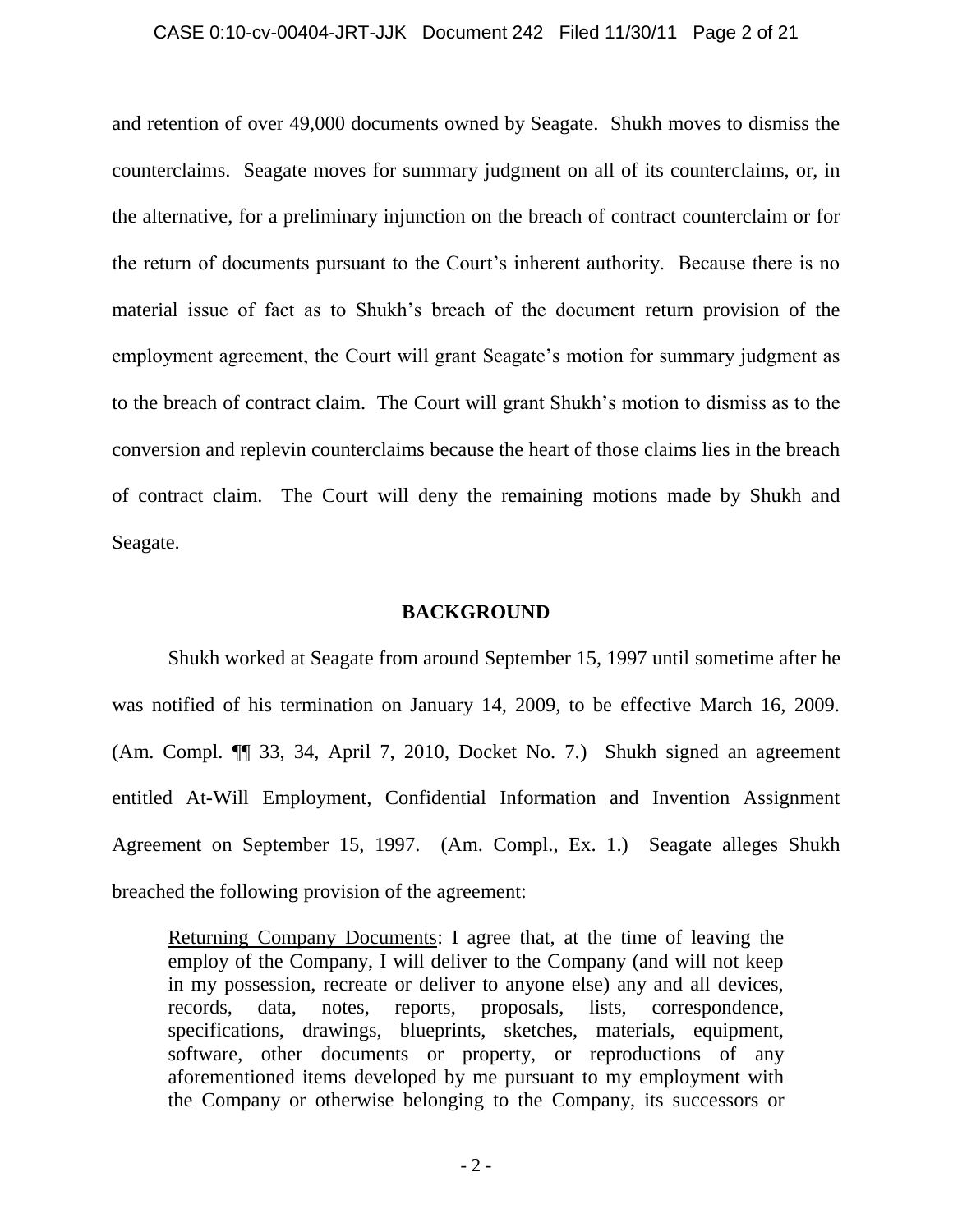and retention of over 49,000 documents owned by Seagate. Shukh moves to dismiss the counterclaims. Seagate moves for summary judgment on all of its counterclaims, or, in the alternative, for a preliminary injunction on the breach of contract counterclaim or for the return of documents pursuant to the Court's inherent authority. Because there is no material issue of fact as to Shukh's breach of the document return provision of the employment agreement, the Court will grant Seagate's motion for summary judgment as to the breach of contract claim. The Court will grant Shukh's motion to dismiss as to the conversion and replevin counterclaims because the heart of those claims lies in the breach of contract claim. The Court will deny the remaining motions made by Shukh and Seagate.

## BACKGROUND

Shukh worked at Seagate from around September 15, 1997 until sometime after he was notified of his termination on January 14, 2009, to be effective March 16, 2009. (Am. Compl. ¶¶ 33, 34, April 7, 2010, Docket No. 7.) Shukh signed an agreement entitled At-Will Employment, Confidential Information and Invention Assignment Agreement on September 15, 1997. (Am. Compl., Ex. 1.) Seagate alleges Shukh breached the following provision of the agreement:

> Returning Company Documents: I agree that, at the time of leaving the employ of the Company, I will deliver to the Company (and will not keep in my possession, recreate or deliver to anyone else) any and all devices, records, data, notes, reports, proposals, lists, correspondence, specifications, drawings, blueprints, sketches, materials, equipment, software, other documents or property, or reproductions of any aforementioned items developed by me pursuant to my employment with the Company or otherwise belonging to the Company, its successors or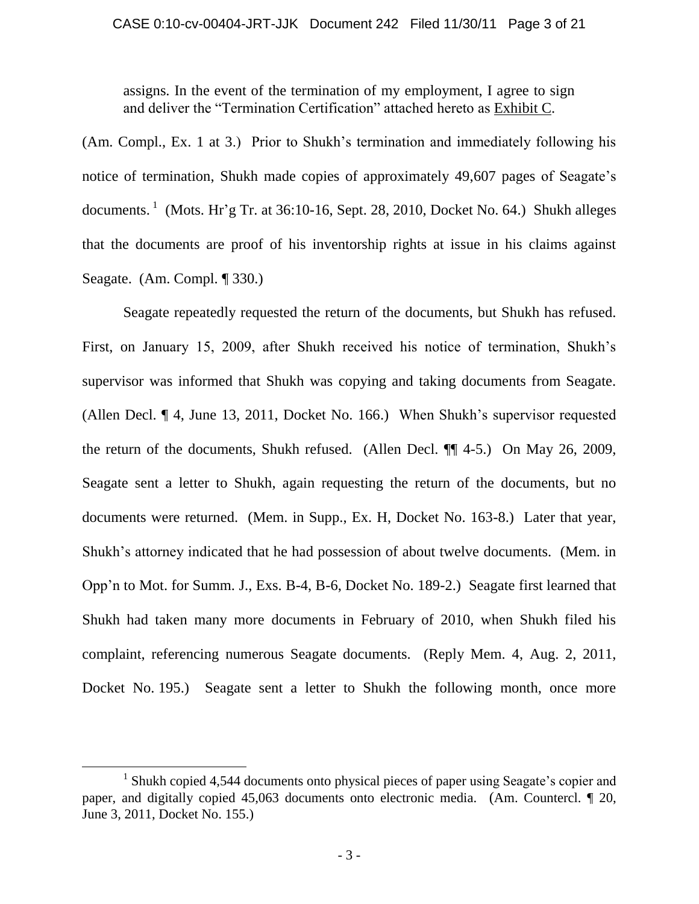> assigns. In the event of the termination of my employment, I agree to sign and deliver the "Termination Certification" attached hereto as Exhibit C.

(Am. Compl., Ex. 1 at 3.) Prior to Shukh's termination and immediately following his notice of termination, Shukh made copies of approximately 49,607 pages of Seagate's documents.[1] (Mots. Hr'g Tr. at 36:10-16, Sept. 28, 2010, Docket No. 64.) Shukh alleges that the documents are proof of his inventorship rights at issue in his claims against Seagate. (Am. Compl. ¶ 330.)

Seagate repeatedly requested the return of the documents, but Shukh has refused. First, on January 15, 2009, after Shukh received his notice of termination, Shukh's supervisor was informed that Shukh was copying and taking documents from Seagate. (Allen Decl. ¶ 4, June 13, 2011, Docket No. 166.) When Shukh's supervisor requested the return of the documents, Shukh refused. (Allen Decl. ¶¶ 4-5.) On May 26, 2009, Seagate sent a letter to Shukh, again requesting the return of the documents, but no documents were returned. (Mem. in Supp., Ex. H, Docket No. 163-8.) Later that year, Shukh's attorney indicated that he had possession of about twelve documents. (Mem. in Opp'n to Mot. for Summ. J., Exs. B-4, B-6, Docket No. 189-2.) Seagate first learned that Shukh had taken many more documents in February of 2010, when Shukh filed his complaint, referencing numerous Seagate documents. (Reply Mem. 4, Aug. 2, 2011, Docket No. 195.) Seagate sent a letter to Shukh the following month, once more

[1] Shukh copied 4,544 documents onto physical pieces of paper using Seagate's copier and paper, and digitally copied 45,063 documents onto electronic media. (Am. Countercl. ¶ 20, June 3, 2011, Docket No. 155.)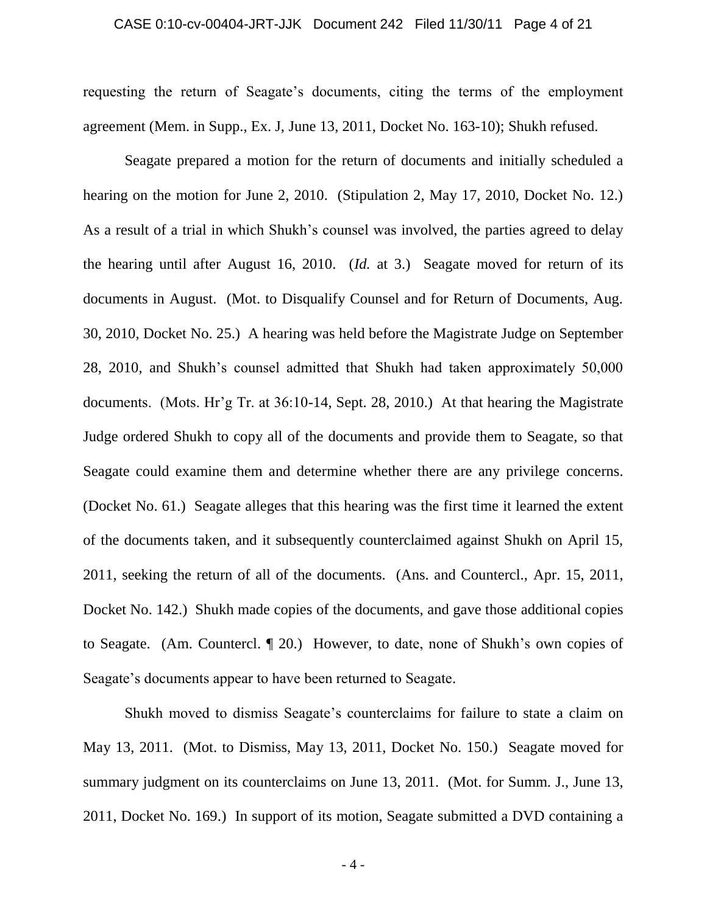requesting the return of Seagate's documents, citing the terms of the employment agreement (Mem. in Supp., Ex. J, June 13, 2011, Docket No. 163-10); Shukh refused.

Seagate prepared a motion for the return of documents and initially scheduled a hearing on the motion for June 2, 2010. (Stipulation 2, May 17, 2010, Docket No. 12.) As a result of a trial in which Shukh's counsel was involved, the parties agreed to delay the hearing until after August 16, 2010. (*Id.* at 3.) Seagate moved for return of its documents in August. (Mot. to Disqualify Counsel and for Return of Documents, Aug. 30, 2010, Docket No. 25.) A hearing was held before the Magistrate Judge on September 28, 2010, and Shukh's counsel admitted that Shukh had taken approximately 50,000 documents. (Mots. Hr'g Tr. at 36:10-14, Sept. 28, 2010.) At that hearing the Magistrate Judge ordered Shukh to copy all of the documents and provide them to Seagate, so that Seagate could examine them and determine whether there are any privilege concerns. (Docket No. 61.) Seagate alleges that this hearing was the first time it learned the extent of the documents taken, and it subsequently counterclaimed against Shukh on April 15, 2011, seeking the return of all of the documents. (Ans. and Countercl., Apr. 15, 2011, Docket No. 142.) Shukh made copies of the documents, and gave those additional copies to Seagate. (Am. Countercl. ¶ 20.) However, to date, none of Shukh's own copies of Seagate's documents appear to have been returned to Seagate.

Shukh moved to dismiss Seagate's counterclaims for failure to state a claim on May 13, 2011. (Mot. to Dismiss, May 13, 2011, Docket No. 150.) Seagate moved for summary judgment on its counterclaims on June 13, 2011. (Mot. for Summ. J., June 13, 2011, Docket No. 169.) In support of its motion, Seagate submitted a DVD containing a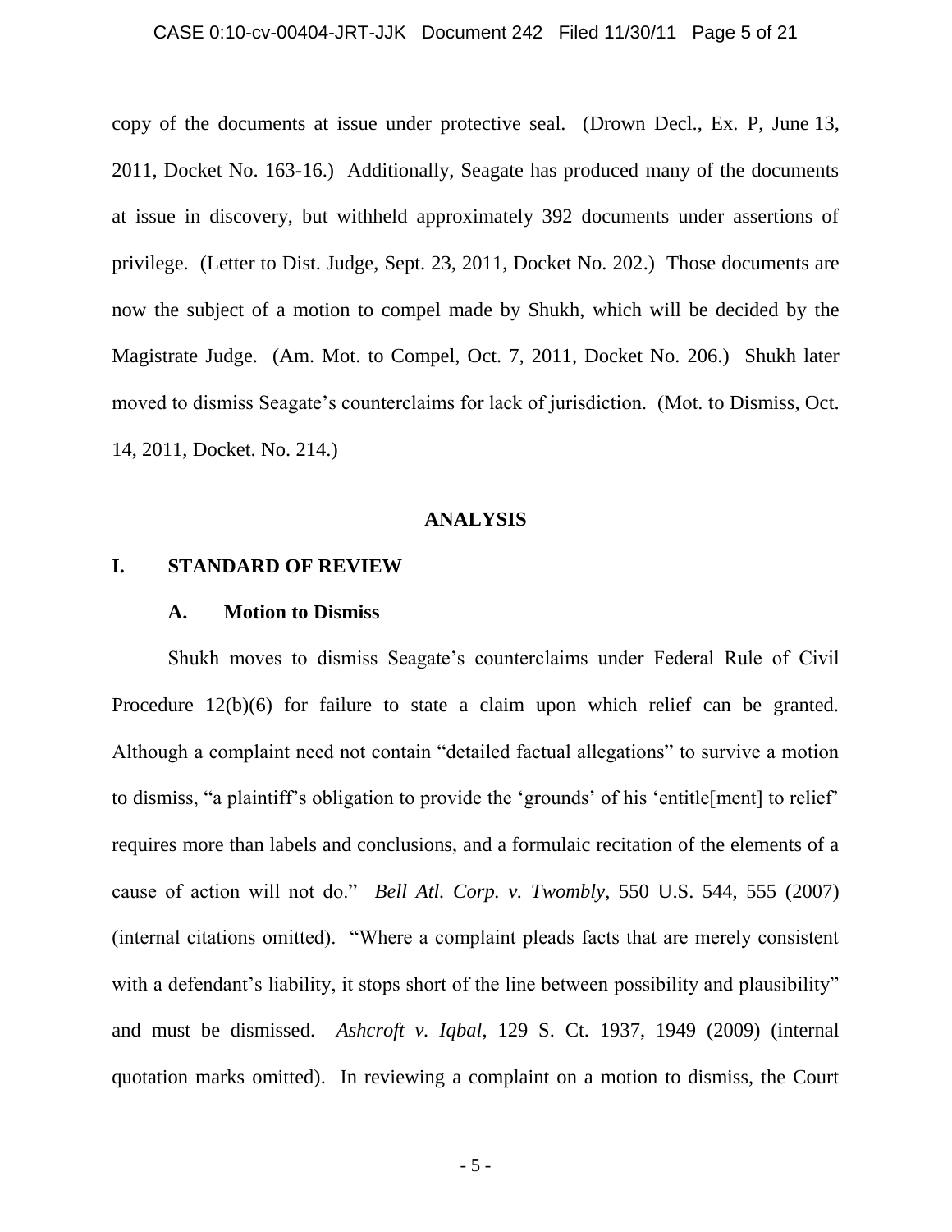copy of the documents at issue under protective seal. (Drown Decl., Ex. P, June 13, 2011, Docket No. 163-16.) Additionally, Seagate has produced many of the documents at issue in discovery, but withheld approximately 392 documents under assertions of privilege. (Letter to Dist. Judge, Sept. 23, 2011, Docket No. 202.) Those documents are now the subject of a motion to compel made by Shukh, which will be decided by the Magistrate Judge. (Am. Mot. to Compel, Oct. 7, 2011, Docket No. 206.) Shukh later moved to dismiss Seagate's counterclaims for lack of jurisdiction. (Mot. to Dismiss, Oct. 14, 2011, Docket. No. 214.)

## ANALYSIS

### I. STANDARD OF REVIEW

#### A. Motion to Dismiss

Shukh moves to dismiss Seagate's counterclaims under Federal Rule of Civil Procedure 12(b)(6) for failure to state a claim upon which relief can be granted. Although a complaint need not contain "detailed factual allegations" to survive a motion to dismiss, "a plaintiff's obligation to provide the 'grounds' of his 'entitle[ment] to relief' requires more than labels and conclusions, and a formulaic recitation of the elements of a cause of action will not do." *Bell Atl. Corp. v. Twombly*, 550 U.S. 544, 555 (2007) (internal citations omitted). "Where a complaint pleads facts that are merely consistent with a defendant's liability, it stops short of the line between possibility and plausibility" and must be dismissed. *Ashcroft v. Iqbal*, 129 S. Ct. 1937, 1949 (2009) (internal quotation marks omitted). In reviewing a complaint on a motion to dismiss, the Court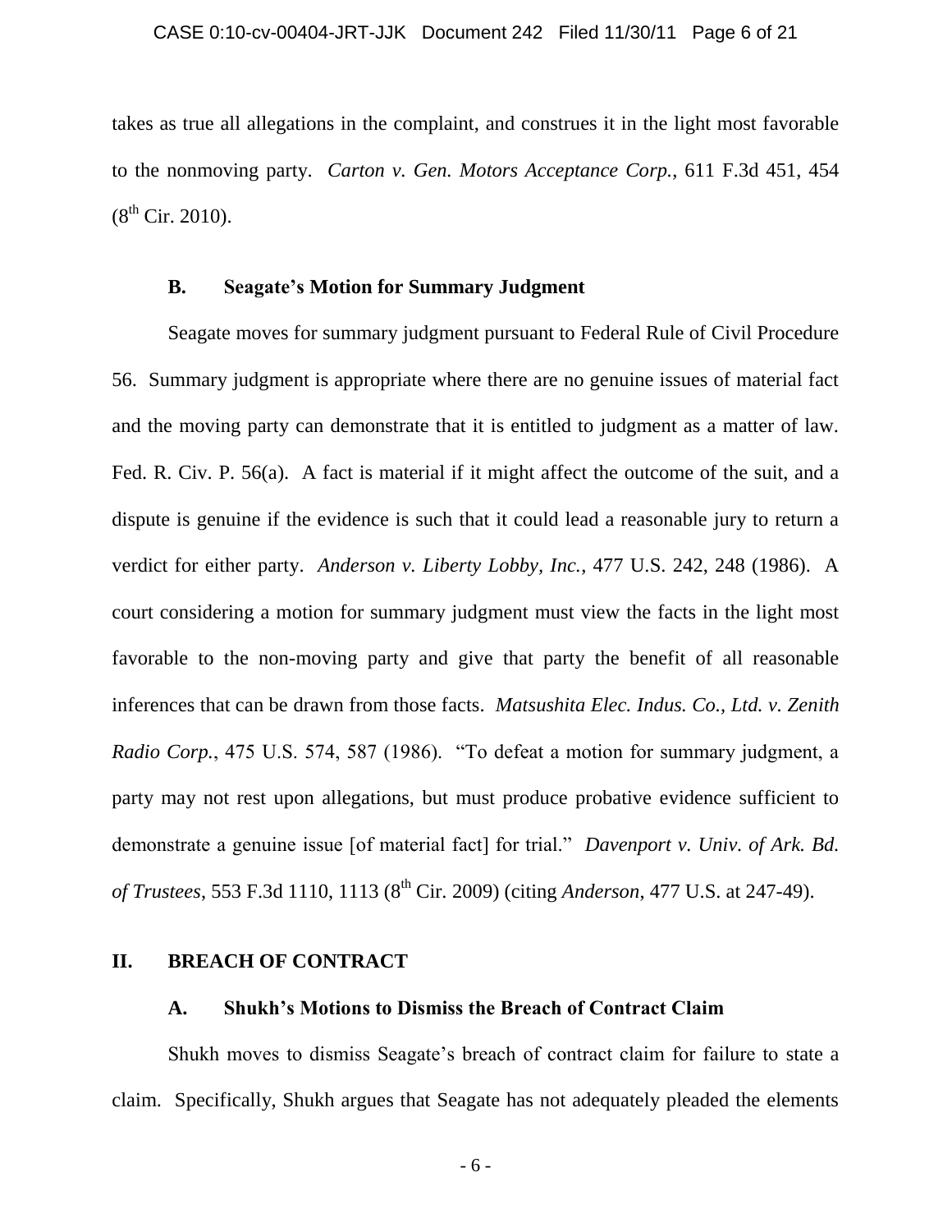takes as true all allegations in the complaint, and construes it in the light most favorable to the nonmoving party. *Carton v. Gen. Motors Acceptance Corp.*, 611 F.3d 451, 454 (8th Cir. 2010).

### B. Seagate's Motion for Summary Judgment

Seagate moves for summary judgment pursuant to Federal Rule of Civil Procedure 56. Summary judgment is appropriate where there are no genuine issues of material fact and the moving party can demonstrate that it is entitled to judgment as a matter of law. Fed. R. Civ. P. 56(a). A fact is material if it might affect the outcome of the suit, and a dispute is genuine if the evidence is such that it could lead a reasonable jury to return a verdict for either party. *Anderson v. Liberty Lobby, Inc.*, 477 U.S. 242, 248 (1986). A court considering a motion for summary judgment must view the facts in the light most favorable to the non-moving party and give that party the benefit of all reasonable inferences that can be drawn from those facts. *Matsushita Elec. Indus. Co., Ltd. v. Zenith Radio Corp.*, 475 U.S. 574, 587 (1986). "To defeat a motion for summary judgment, a party may not rest upon allegations, but must produce probative evidence sufficient to demonstrate a genuine issue [of material fact] for trial." *Davenport v. Univ. of Ark. Bd. of Trustees*, 553 F.3d 1110, 1113 (8th Cir. 2009) (citing *Anderson*, 477 U.S. at 247-49).

## II. BREACH OF CONTRACT

### A. Shukh's Motions to Dismiss the Breach of Contract Claim

Shukh moves to dismiss Seagate's breach of contract claim for failure to state a claim. Specifically, Shukh argues that Seagate has not adequately pleaded the elements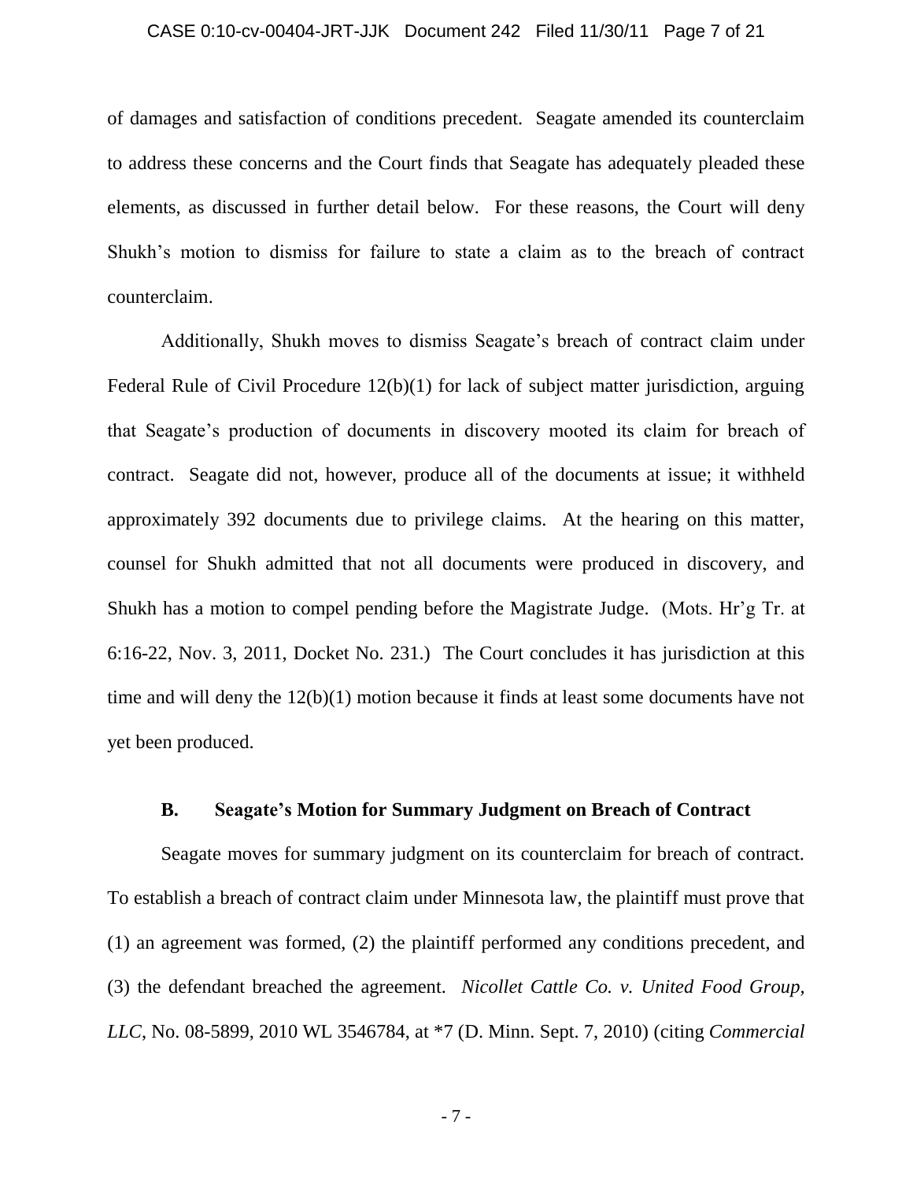of damages and satisfaction of conditions precedent. Seagate amended its counterclaim to address these concerns and the Court finds that Seagate has adequately pleaded these elements, as discussed in further detail below. For these reasons, the Court will deny Shukh's motion to dismiss for failure to state a claim as to the breach of contract counterclaim.

Additionally, Shukh moves to dismiss Seagate's breach of contract claim under Federal Rule of Civil Procedure 12(b)(1) for lack of subject matter jurisdiction, arguing that Seagate's production of documents in discovery mooted its claim for breach of contract. Seagate did not, however, produce all of the documents at issue; it withheld approximately 392 documents due to privilege claims. At the hearing on this matter, counsel for Shukh admitted that not all documents were produced in discovery, and Shukh has a motion to compel pending before the Magistrate Judge. (Mots. Hr'g Tr. at 6:16-22, Nov. 3, 2011, Docket No. 231.) The Court concludes it has jurisdiction at this time and will deny the 12(b)(1) motion because it finds at least some documents have not yet been produced.

### B. Seagate's Motion for Summary Judgment on Breach of Contract

Seagate moves for summary judgment on its counterclaim for breach of contract. To establish a breach of contract claim under Minnesota law, the plaintiff must prove that (1) an agreement was formed, (2) the plaintiff performed any conditions precedent, and (3) the defendant breached the agreement. *Nicollet Cattle Co. v. United Food Group, LLC*, No. 08-5899, 2010 WL 3546784, at *7 (D. Minn. Sept. 7, 2010) (citing *Commercial*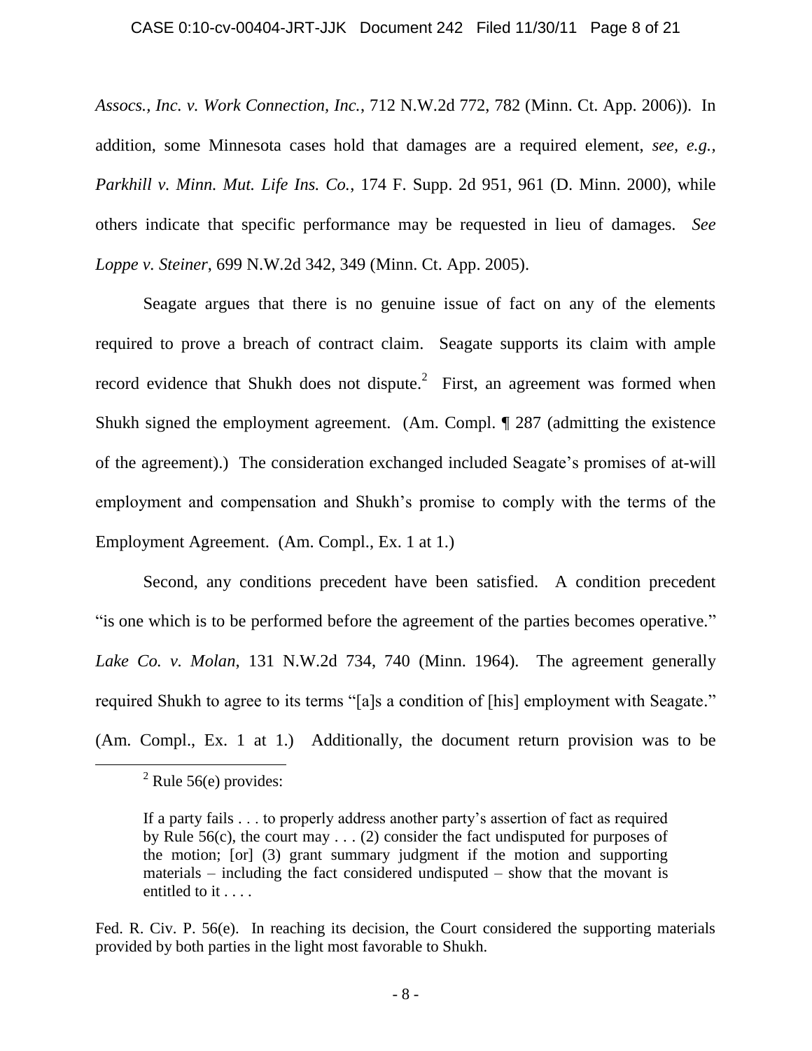*Assocs., Inc. v. Work Connection, Inc.*, 712 N.W.2d 772, 782 (Minn. Ct. App. 2006)). In addition, some Minnesota cases hold that damages are a required element, *see, e.g.*, *Parkhill v. Minn. Mut. Life Ins. Co.*, 174 F. Supp. 2d 951, 961 (D. Minn. 2000), while others indicate that specific performance may be requested in lieu of damages. *See Loppe v. Steiner*, 699 N.W.2d 342, 349 (Minn. Ct. App. 2005).

Seagate argues that there is no genuine issue of fact on any of the elements required to prove a breach of contract claim. Seagate supports its claim with ample record evidence that Shukh does not dispute.[2] First, an agreement was formed when Shukh signed the employment agreement. (Am. Compl. ¶ 287 (admitting the existence of the agreement).) The consideration exchanged included Seagate's promises of at-will employment and compensation and Shukh's promise to comply with the terms of the Employment Agreement. (Am. Compl., Ex. 1 at 1.)

Second, any conditions precedent have been satisfied. A condition precedent "is one which is to be performed before the agreement of the parties becomes operative." *Lake Co. v. Molan*, 131 N.W.2d 734, 740 (Minn. 1964). The agreement generally required Shukh to agree to its terms "[a]s a condition of [his] employment with Seagate." (Am. Compl., Ex. 1 at 1.) Additionally, the document return provision was to be

---

[2] Rule 56(e) provides:

> If a party fails . . . to properly address another party's assertion of fact as required by Rule 56(c), the court may . . . (2) consider the fact undisputed for purposes of the motion; [or] (3) grant summary judgment if the motion and supporting materials – including the fact considered undisputed – show that the movant is entitled to it . . . .

Fed. R. Civ. P. 56(e). In reaching its decision, the Court considered the supporting materials provided by both parties in the light most favorable to Shukh.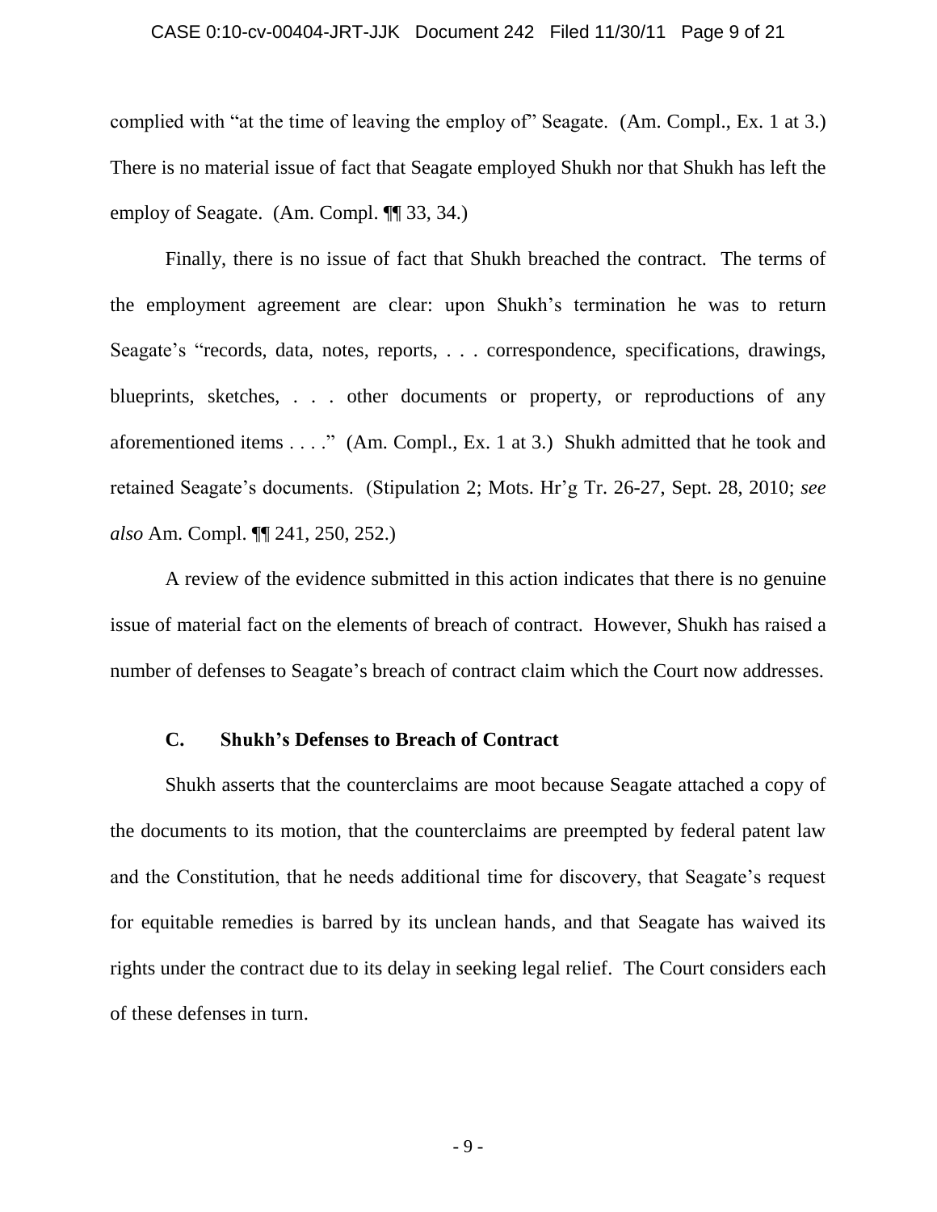complied with "at the time of leaving the employ of" Seagate. (Am. Compl., Ex. 1 at 3.) There is no material issue of fact that Seagate employed Shukh nor that Shukh has left the employ of Seagate. (Am. Compl. ¶¶ 33, 34.)

Finally, there is no issue of fact that Shukh breached the contract. The terms of the employment agreement are clear: upon Shukh's termination he was to return Seagate's "records, data, notes, reports, . . . correspondence, specifications, drawings, blueprints, sketches, . . . other documents or property, or reproductions of any aforementioned items . . . ." (Am. Compl., Ex. 1 at 3.) Shukh admitted that he took and retained Seagate's documents. (Stipulation 2; Mots. Hr'g Tr. 26-27, Sept. 28, 2010; *see also* Am. Compl. ¶¶ 241, 250, 252.)

A review of the evidence submitted in this action indicates that there is no genuine issue of material fact on the elements of breach of contract. However, Shukh has raised a number of defenses to Seagate's breach of contract claim which the Court now addresses.

### C. Shukh's Defenses to Breach of Contract

Shukh asserts that the counterclaims are moot because Seagate attached a copy of the documents to its motion, that the counterclaims are preempted by federal patent law and the Constitution, that he needs additional time for discovery, that Seagate's request for equitable remedies is barred by its unclean hands, and that Seagate has waived its rights under the contract due to its delay in seeking legal relief. The Court considers each of these defenses in turn.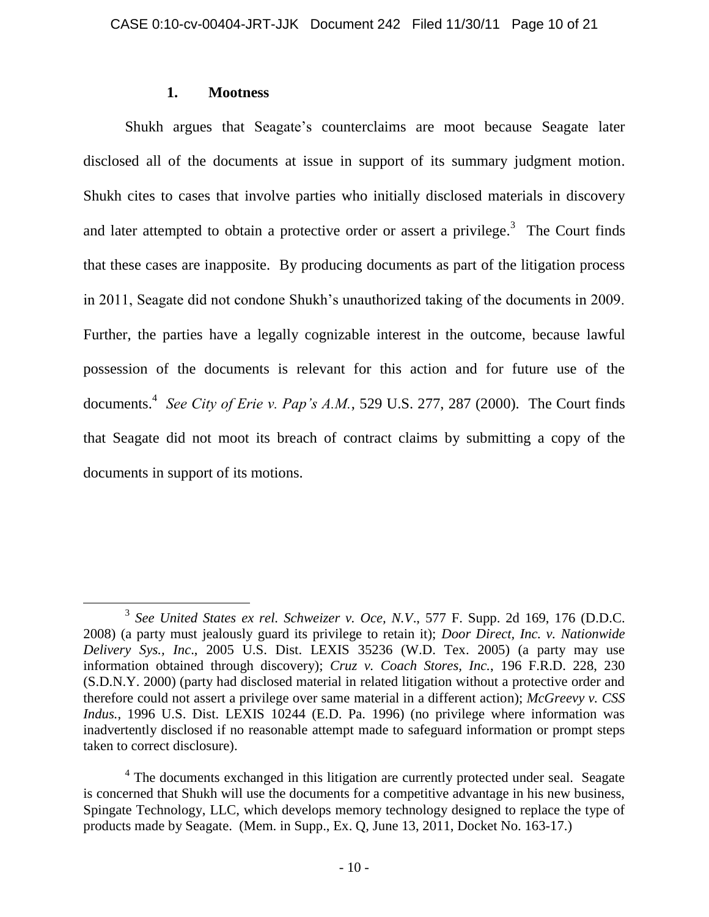### 1. Mootness

Shukh argues that Seagate's counterclaims are moot because Seagate later disclosed all of the documents at issue in support of its summary judgment motion. Shukh cites to cases that involve parties who initially disclosed materials in discovery and later attempted to obtain a protective order or assert a privilege.[3] The Court finds that these cases are inapposite. By producing documents as part of the litigation process in 2011, Seagate did not condone Shukh's unauthorized taking of the documents in 2009. Further, the parties have a legally cognizable interest in the outcome, because lawful possession of the documents is relevant for this action and for future use of the documents.[4] *See City of Erie v. Pap's A.M.*, 529 U.S. 277, 287 (2000). The Court finds that Seagate did not moot its breach of contract claims by submitting a copy of the documents in support of its motions.

---

[3] *See United States ex rel. Schweizer v. Oce, N.V.*, 577 F. Supp. 2d 169, 176 (D.D.C. 2008) (a party must jealously guard its privilege to retain it); *Door Direct, Inc. v. Nationwide Delivery Sys., Inc*., 2005 U.S. Dist. LEXIS 35236 (W.D. Tex. 2005) (a party may use information obtained through discovery); *Cruz v. Coach Stores, Inc.*, 196 F.R.D. 228, 230 (S.D.N.Y. 2000) (party had disclosed material in related litigation without a protective order and therefore could not assert a privilege over same material in a different action); *McGreevy v. CSS Indus.*, 1996 U.S. Dist. LEXIS 10244 (E.D. Pa. 1996) (no privilege where information was inadvertently disclosed if no reasonable attempt made to safeguard information or prompt steps taken to correct disclosure).

[4] The documents exchanged in this litigation are currently protected under seal. Seagate is concerned that Shukh will use the documents for a competitive advantage in his new business, Spingate Technology, LLC, which develops memory technology designed to replace the type of products made by Seagate. (Mem. in Supp., Ex. Q, June 13, 2011, Docket No. 163-17.)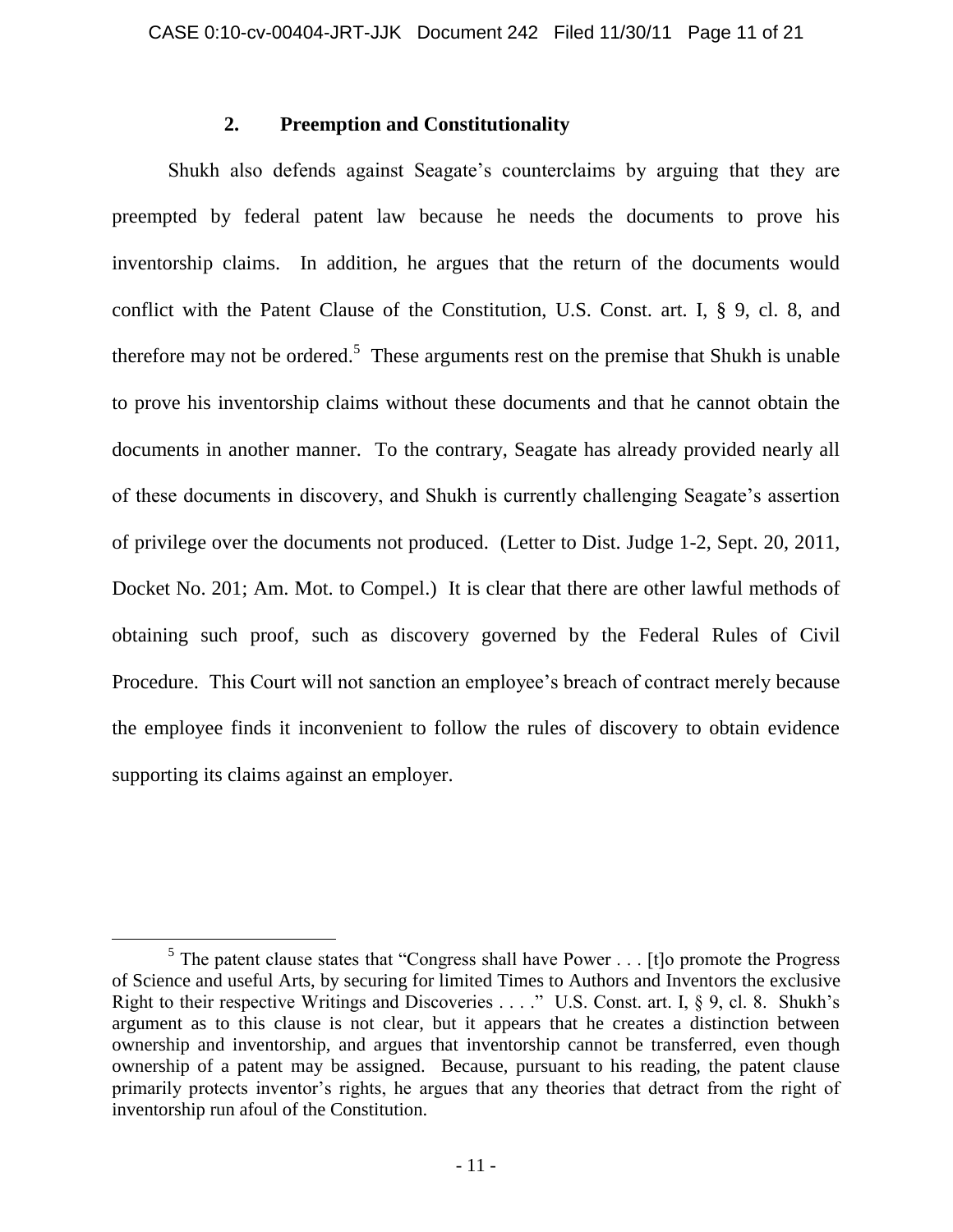## 2. Preemption and Constitutionality

Shukh also defends against Seagate's counterclaims by arguing that they are preempted by federal patent law because he needs the documents to prove his inventorship claims. In addition, he argues that the return of the documents would conflict with the Patent Clause of the Constitution, U.S. Const. art. I, § 9, cl. 8, and therefore may not be ordered.[5] These arguments rest on the premise that Shukh is unable to prove his inventorship claims without these documents and that he cannot obtain the documents in another manner. To the contrary, Seagate has already provided nearly all of these documents in discovery, and Shukh is currently challenging Seagate's assertion of privilege over the documents not produced. (Letter to Dist. Judge 1-2, Sept. 20, 2011, Docket No. 201; Am. Mot. to Compel.) It is clear that there are other lawful methods of obtaining such proof, such as discovery governed by the Federal Rules of Civil Procedure. This Court will not sanction an employee's breach of contract merely because the employee finds it inconvenient to follow the rules of discovery to obtain evidence supporting its claims against an employer.

---

[5] The patent clause states that "Congress shall have Power . . . [t]o promote the Progress of Science and useful Arts, by securing for limited Times to Authors and Inventors the exclusive Right to their respective Writings and Discoveries . . . ." U.S. Const. art. I, § 9, cl. 8. Shukh's argument as to this clause is not clear, but it appears that he creates a distinction between ownership and inventorship, and argues that inventorship cannot be transferred, even though ownership of a patent may be assigned. Because, pursuant to his reading, the patent clause primarily protects inventor's rights, he argues that any theories that detract from the right of inventorship run afoul of the Constitution.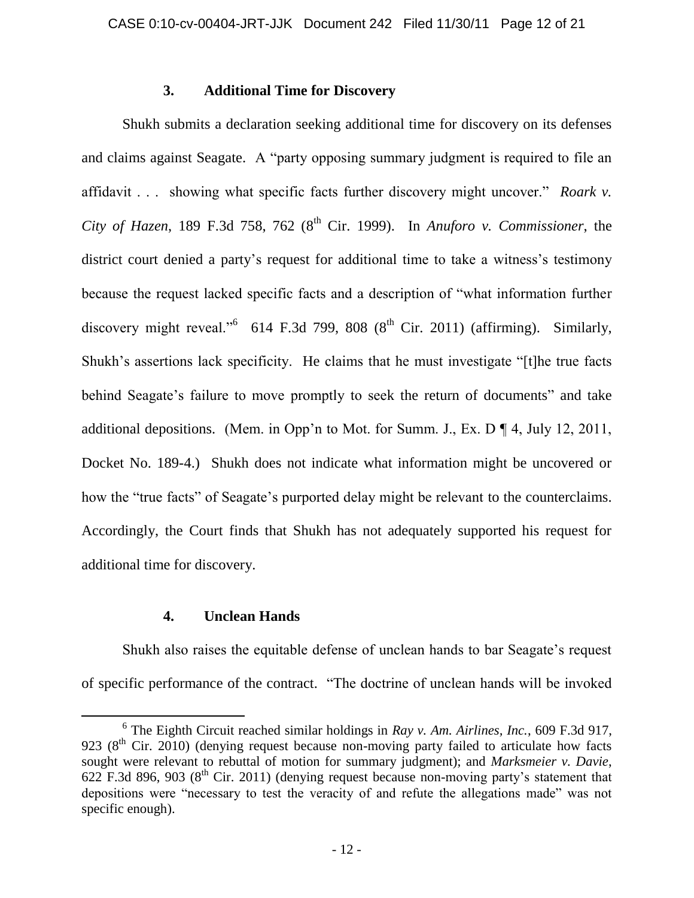### 3. Additional Time for Discovery

Shukh submits a declaration seeking additional time for discovery on its defenses and claims against Seagate. A "party opposing summary judgment is required to file an affidavit . . . showing what specific facts further discovery might uncover." *Roark v. City of Hazen*, 189 F.3d 758, 762 (8th Cir. 1999). In *Anuforo v. Commissioner*, the district court denied a party's request for additional time to take a witness's testimony because the request lacked specific facts and a description of "what information further discovery might reveal."[6] 614 F.3d 799, 808 (8th Cir. 2011) (affirming). Similarly, Shukh's assertions lack specificity. He claims that he must investigate "[t]he true facts behind Seagate's failure to move promptly to seek the return of documents" and take additional depositions. (Mem. in Opp'n to Mot. for Summ. J., Ex. D ¶ 4, July 12, 2011, Docket No. 189-4.) Shukh does not indicate what information might be uncovered or how the "true facts" of Seagate's purported delay might be relevant to the counterclaims. Accordingly, the Court finds that Shukh has not adequately supported his request for additional time for discovery.

### 4. Unclean Hands

Shukh also raises the equitable defense of unclean hands to bar Seagate's request of specific performance of the contract. "The doctrine of unclean hands will be invoked

---

[6] The Eighth Circuit reached similar holdings in *Ray v. Am. Airlines, Inc.*, 609 F.3d 917, 923 (8th Cir. 2010) (denying request because non-moving party failed to articulate how facts sought were relevant to rebuttal of motion for summary judgment); and *Marksmeier v. Davie*, 622 F.3d 896, 903 (8th Cir. 2011) (denying request because non-moving party's statement that depositions were "necessary to test the veracity of and refute the allegations made" was not specific enough).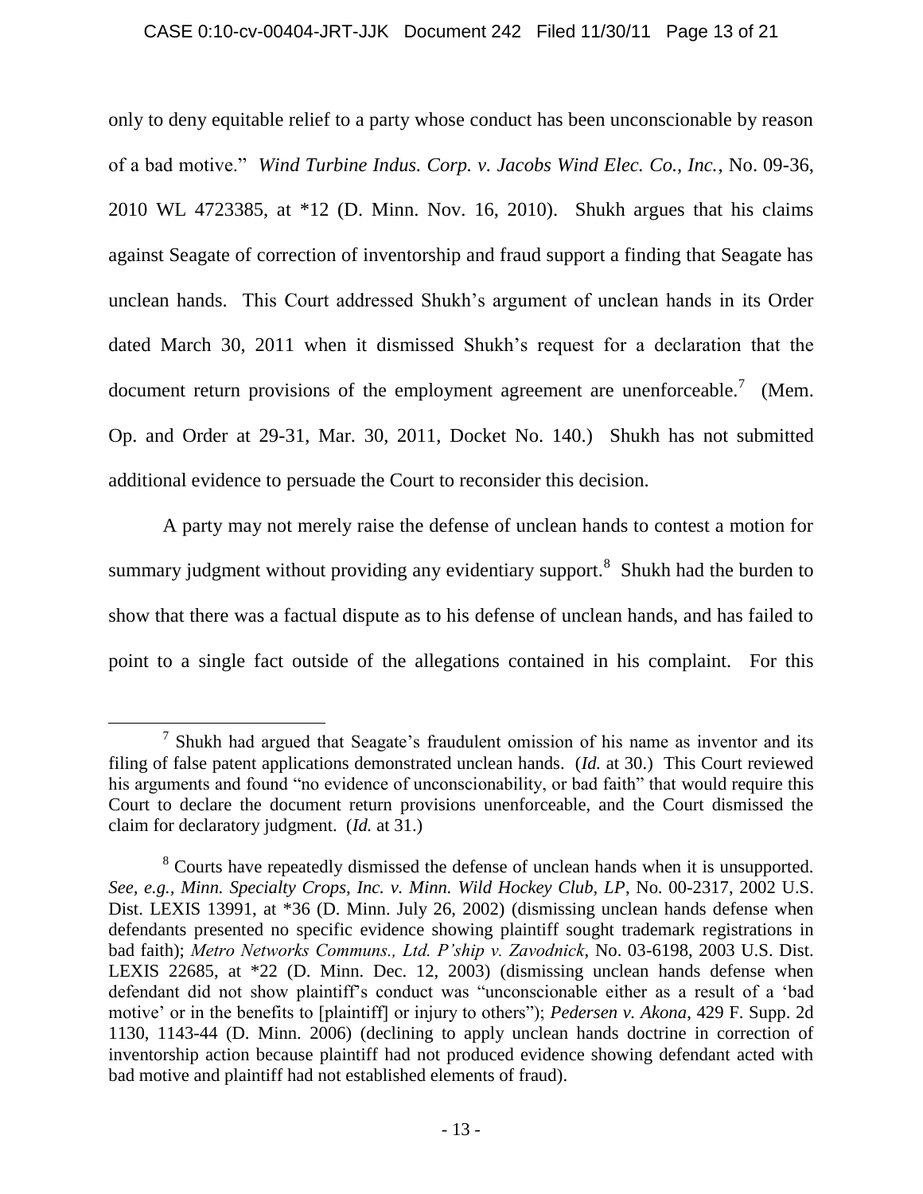only to deny equitable relief to a party whose conduct has been unconscionable by reason of a bad motive." *Wind Turbine Indus. Corp. v. Jacobs Wind Elec. Co., Inc.*, No. 09-36, 2010 WL 4723385, at *12 (D. Minn. Nov. 16, 2010). Shukh argues that his claims against Seagate of correction of inventorship and fraud support a finding that Seagate has unclean hands. This Court addressed Shukh's argument of unclean hands in its Order dated March 30, 2011 when it dismissed Shukh's request for a declaration that the document return provisions of the employment agreement are unenforceable.[7] (Mem. Op. and Order at 29-31, Mar. 30, 2011, Docket No. 140.) Shukh has not submitted additional evidence to persuade the Court to reconsider this decision.

A party may not merely raise the defense of unclean hands to contest a motion for summary judgment without providing any evidentiary support.[8] Shukh had the burden to show that there was a factual dispute as to his defense of unclean hands, and has failed to point to a single fact outside of the allegations contained in his complaint. For this

---

[7] Shukh had argued that Seagate's fraudulent omission of his name as inventor and its filing of false patent applications demonstrated unclean hands. (*Id.* at 30.) This Court reviewed his arguments and found "no evidence of unconscionability, or bad faith" that would require this Court to declare the document return provisions unenforceable, and the Court dismissed the claim for declaratory judgment. (*Id.* at 31.)

[8] Courts have repeatedly dismissed the defense of unclean hands when it is unsupported. *See, e.g.*, *Minn. Specialty Crops, Inc. v. Minn. Wild Hockey Club, LP*, No. 00-2317, 2002 U.S. Dist. LEXIS 13991, at *36 (D. Minn. July 26, 2002) (dismissing unclean hands defense when defendants presented no specific evidence showing plaintiff sought trademark registrations in bad faith); *Metro Networks Communs., Ltd. P'ship v. Zavodnick*, No. 03-6198, 2003 U.S. Dist. LEXIS 22685, at *22 (D. Minn. Dec. 12, 2003) (dismissing unclean hands defense when defendant did not show plaintiff's conduct was "unconscionable either as a result of a 'bad motive' or in the benefits to [plaintiff] or injury to others"); *Pedersen v. Akona*, 429 F. Supp. 2d 1130, 1143-44 (D. Minn. 2006) (declining to apply unclean hands doctrine in correction of inventorship action because plaintiff had not produced evidence showing defendant acted with bad motive and plaintiff had not established elements of fraud).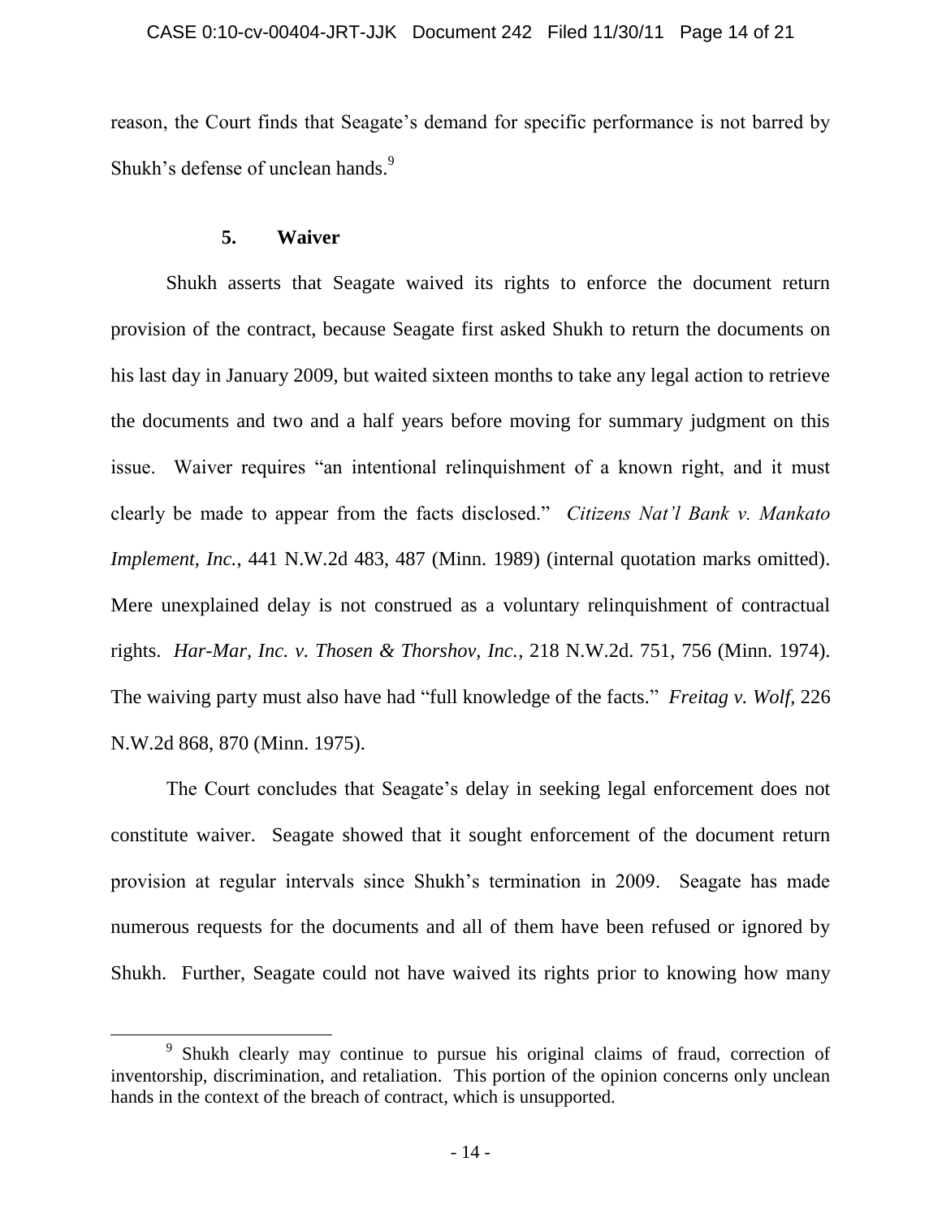reason, the Court finds that Seagate's demand for specific performance is not barred by Shukh's defense of unclean hands.[9]

### 5. Waiver

Shukh asserts that Seagate waived its rights to enforce the document return provision of the contract, because Seagate first asked Shukh to return the documents on his last day in January 2009, but waited sixteen months to take any legal action to retrieve the documents and two and a half years before moving for summary judgment on this issue. Waiver requires "an intentional relinquishment of a known right, and it must clearly be made to appear from the facts disclosed." *Citizens Nat'l Bank v. Mankato Implement, Inc.*, 441 N.W.2d 483, 487 (Minn. 1989) (internal quotation marks omitted). Mere unexplained delay is not construed as a voluntary relinquishment of contractual rights. *Har-Mar, Inc. v. Thosen & Thorshov, Inc.*, 218 N.W.2d. 751, 756 (Minn. 1974). The waiving party must also have had "full knowledge of the facts." *Freitag v. Wolf*, 226 N.W.2d 868, 870 (Minn. 1975).

The Court concludes that Seagate's delay in seeking legal enforcement does not constitute waiver. Seagate showed that it sought enforcement of the document return provision at regular intervals since Shukh's termination in 2009. Seagate has made numerous requests for the documents and all of them have been refused or ignored by Shukh. Further, Seagate could not have waived its rights prior to knowing how many

---

[9] Shukh clearly may continue to pursue his original claims of fraud, correction of inventorship, discrimination, and retaliation. This portion of the opinion concerns only unclean hands in the context of the breach of contract, which is unsupported.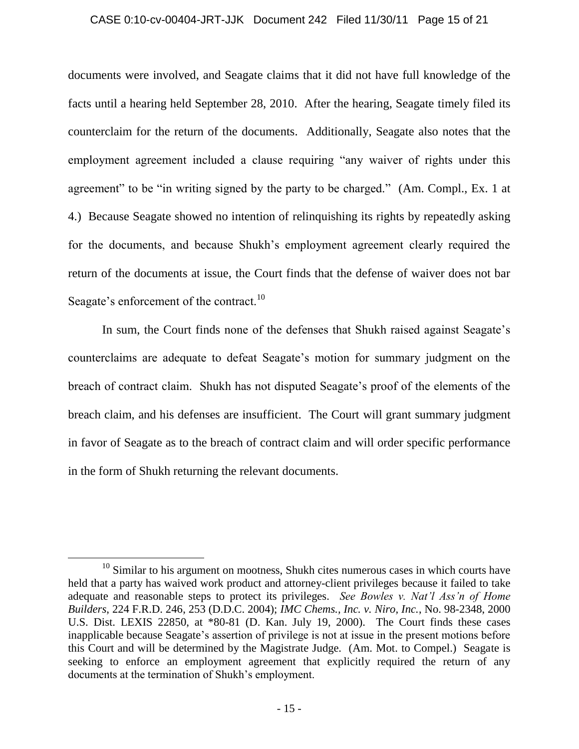documents were involved, and Seagate claims that it did not have full knowledge of the facts until a hearing held September 28, 2010. After the hearing, Seagate timely filed its counterclaim for the return of the documents. Additionally, Seagate also notes that the employment agreement included a clause requiring "any waiver of rights under this agreement" to be "in writing signed by the party to be charged." (Am. Compl., Ex. 1 at 4.) Because Seagate showed no intention of relinquishing its rights by repeatedly asking for the documents, and because Shukh's employment agreement clearly required the return of the documents at issue, the Court finds that the defense of waiver does not bar Seagate's enforcement of the contract.[10]

In sum, the Court finds none of the defenses that Shukh raised against Seagate's counterclaims are adequate to defeat Seagate's motion for summary judgment on the breach of contract claim. Shukh has not disputed Seagate's proof of the elements of the breach claim, and his defenses are insufficient. The Court will grant summary judgment in favor of Seagate as to the breach of contract claim and will order specific performance in the form of Shukh returning the relevant documents.

---

[10] Similar to his argument on mootness, Shukh cites numerous cases in which courts have held that a party has waived work product and attorney-client privileges because it failed to take adequate and reasonable steps to protect its privileges. *See Bowles v. Nat'l Ass'n of Home Builders*, 224 F.R.D. 246, 253 (D.D.C. 2004); *IMC Chems., Inc. v. Niro, Inc.*, No. 98-2348, 2000 U.S. Dist. LEXIS 22850, at *80-81 (D. Kan. July 19, 2000). The Court finds these cases inapplicable because Seagate's assertion of privilege is not at issue in the present motions before this Court and will be determined by the Magistrate Judge. (Am. Mot. to Compel.) Seagate is seeking to enforce an employment agreement that explicitly required the return of any documents at the termination of Shukh's employment.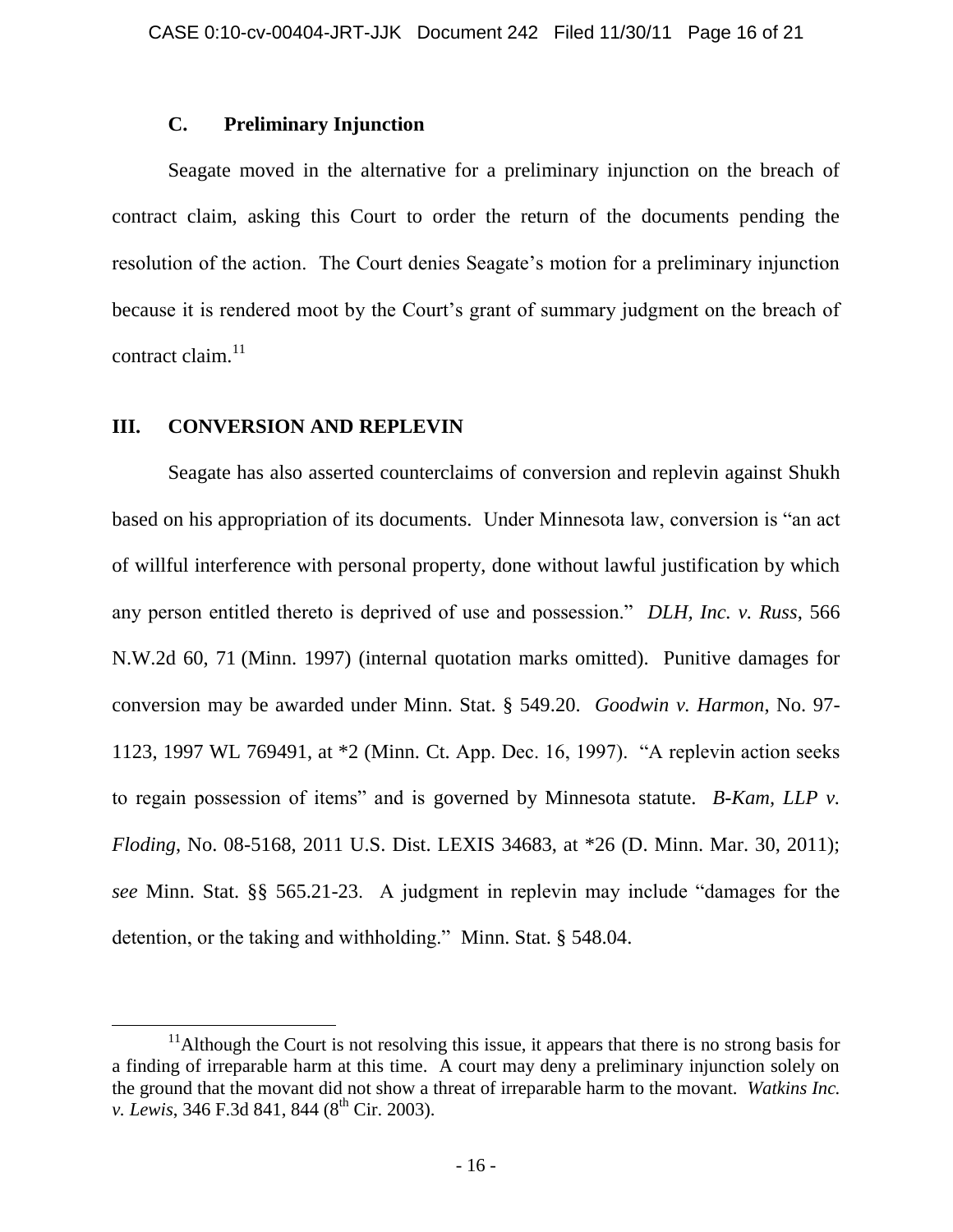### C. Preliminary Injunction

Seagate moved in the alternative for a preliminary injunction on the breach of contract claim, asking this Court to order the return of the documents pending the resolution of the action. The Court denies Seagate's motion for a preliminary injunction because it is rendered moot by the Court's grant of summary judgment on the breach of contract claim.[11]

## III. CONVERSION AND REPLEVIN

Seagate has also asserted counterclaims of conversion and replevin against Shukh based on his appropriation of its documents. Under Minnesota law, conversion is "an act of willful interference with personal property, done without lawful justification by which any person entitled thereto is deprived of use and possession." *DLH, Inc. v. Russ*, 566 N.W.2d 60, 71 (Minn. 1997) (internal quotation marks omitted). Punitive damages for conversion may be awarded under Minn. Stat. § 549.20. *Goodwin v. Harmon*, No. 97-1123, 1997 WL 769491, at *2 (Minn. Ct. App. Dec. 16, 1997). "A replevin action seeks to regain possession of items" and is governed by Minnesota statute. *B-Kam, LLP v. Floding*, No. 08-5168, 2011 U.S. Dist. LEXIS 34683, at *26 (D. Minn. Mar. 30, 2011); *see* Minn. Stat. §§ 565.21-23. A judgment in replevin may include "damages for the detention, or the taking and withholding." Minn. Stat. § 548.04.

---

[11] Although the Court is not resolving this issue, it appears that there is no strong basis for a finding of irreparable harm at this time. A court may deny a preliminary injunction solely on the ground that the movant did not show a threat of irreparable harm to the movant. *Watkins Inc. v. Lewis*, 346 F.3d 841, 844 (8th Cir. 2003).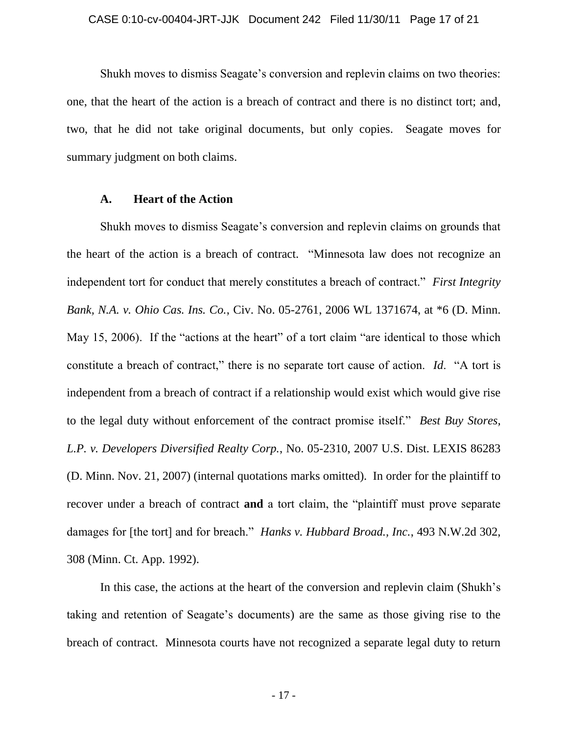Shukh moves to dismiss Seagate's conversion and replevin claims on two theories: one, that the heart of the action is a breach of contract and there is no distinct tort; and, two, that he did not take original documents, but only copies. Seagate moves for summary judgment on both claims.

### A. Heart of the Action

Shukh moves to dismiss Seagate's conversion and replevin claims on grounds that the heart of the action is a breach of contract. "Minnesota law does not recognize an independent tort for conduct that merely constitutes a breach of contract." *First Integrity Bank, N.A. v. Ohio Cas. Ins. Co.*, Civ. No. 05-2761, 2006 WL 1371674, at *6 (D. Minn. May 15, 2006). If the "actions at the heart" of a tort claim "are identical to those which constitute a breach of contract," there is no separate tort cause of action. *Id*. "A tort is independent from a breach of contract if a relationship would exist which would give rise to the legal duty without enforcement of the contract promise itself." *Best Buy Stores, L.P. v. Developers Diversified Realty Corp.*, No. 05-2310, 2007 U.S. Dist. LEXIS 86283 (D. Minn. Nov. 21, 2007) (internal quotations marks omitted). In order for the plaintiff to recover under a breach of contract **and** a tort claim, the "plaintiff must prove separate damages for [the tort] and for breach." *Hanks v. Hubbard Broad., Inc.*, 493 N.W.2d 302, 308 (Minn. Ct. App. 1992).

In this case, the actions at the heart of the conversion and replevin claim (Shukh's taking and retention of Seagate's documents) are the same as those giving rise to the breach of contract. Minnesota courts have not recognized a separate legal duty to return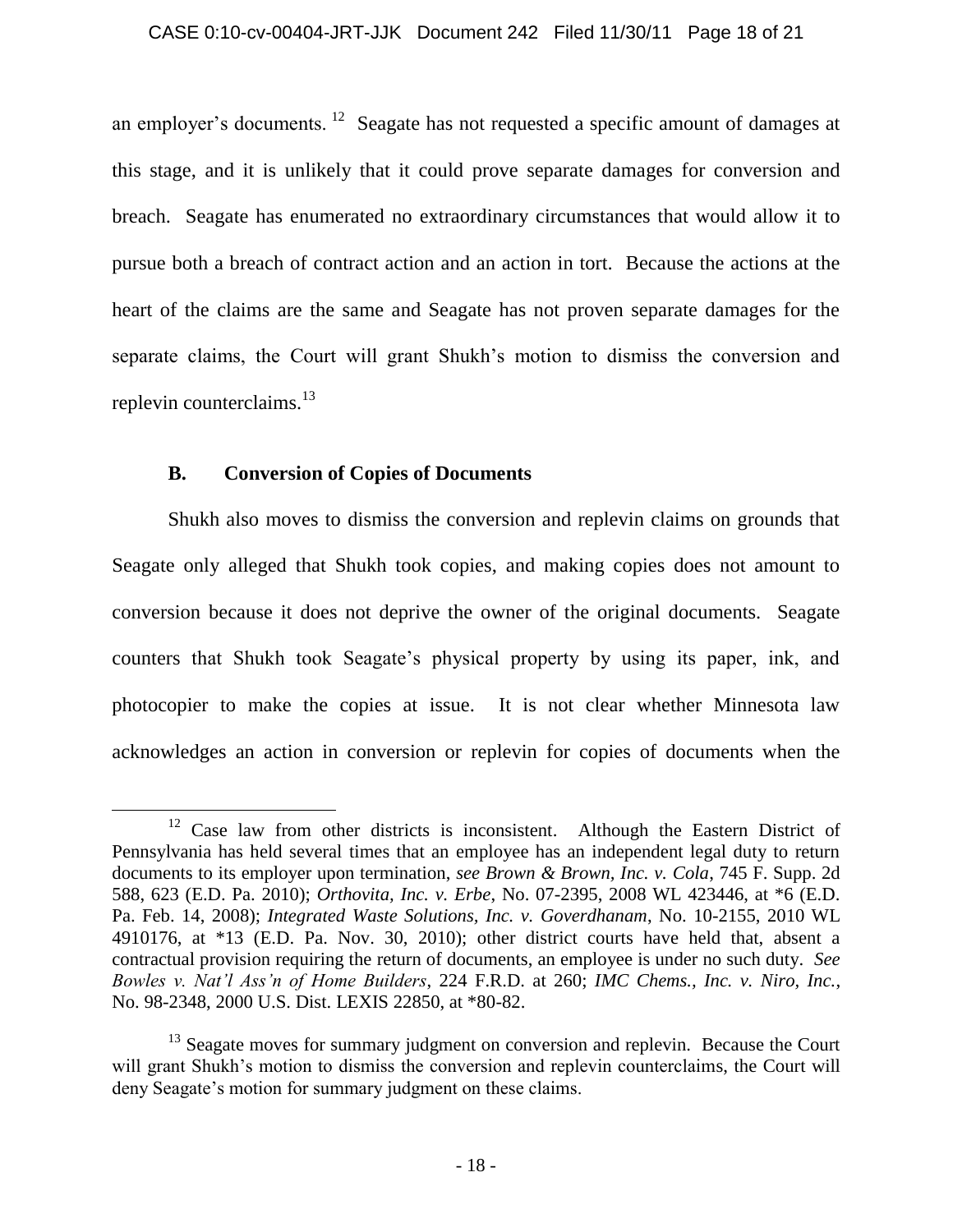an employer's documents.[12] Seagate has not requested a specific amount of damages at this stage, and it is unlikely that it could prove separate damages for conversion and breach. Seagate has enumerated no extraordinary circumstances that would allow it to pursue both a breach of contract action and an action in tort. Because the actions at the heart of the claims are the same and Seagate has not proven separate damages for the separate claims, the Court will grant Shukh's motion to dismiss the conversion and replevin counterclaims.[13]

### B. Conversion of Copies of Documents

Shukh also moves to dismiss the conversion and replevin claims on grounds that Seagate only alleged that Shukh took copies, and making copies does not amount to conversion because it does not deprive the owner of the original documents. Seagate counters that Shukh took Seagate's physical property by using its paper, ink, and photocopier to make the copies at issue. It is not clear whether Minnesota law acknowledges an action in conversion or replevin for copies of documents when the

---

[12] Case law from other districts is inconsistent. Although the Eastern District of Pennsylvania has held several times that an employee has an independent legal duty to return documents to its employer upon termination, *see Brown & Brown, Inc. v. Cola*, 745 F. Supp. 2d 588, 623 (E.D. Pa. 2010); *Orthovita, Inc. v. Erbe*, No. 07-2395, 2008 WL 423446, at *6 (E.D. Pa. Feb. 14, 2008); *Integrated Waste Solutions, Inc. v. Goverdhanam*, No. 10-2155, 2010 WL 4910176, at *13 (E.D. Pa. Nov. 30, 2010); other district courts have held that, absent a contractual provision requiring the return of documents, an employee is under no such duty. *See Bowles v. Nat'l Ass'n of Home Builders*, 224 F.R.D. at 260; *IMC Chems., Inc. v. Niro, Inc.*, No. 98-2348, 2000 U.S. Dist. LEXIS 22850, at *80-82.

[13] Seagate moves for summary judgment on conversion and replevin. Because the Court will grant Shukh's motion to dismiss the conversion and replevin counterclaims, the Court will deny Seagate's motion for summary judgment on these claims.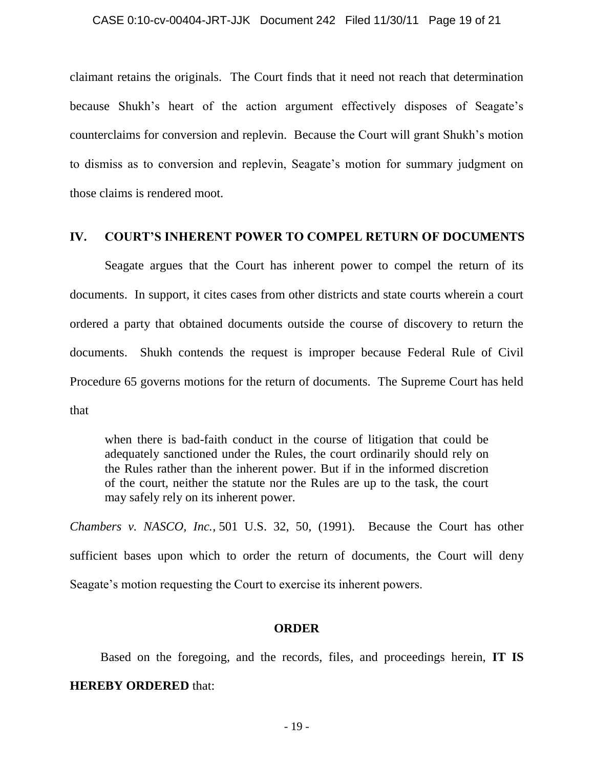claimant retains the originals. The Court finds that it need not reach that determination because Shukh's heart of the action argument effectively disposes of Seagate's counterclaims for conversion and replevin. Because the Court will grant Shukh's motion to dismiss as to conversion and replevin, Seagate's motion for summary judgment on those claims is rendered moot.

## IV. COURT'S INHERENT POWER TO COMPEL RETURN OF DOCUMENTS

Seagate argues that the Court has inherent power to compel the return of its documents. In support, it cites cases from other districts and state courts wherein a court ordered a party that obtained documents outside the course of discovery to return the documents. Shukh contends the request is improper because Federal Rule of Civil Procedure 65 governs motions for the return of documents. The Supreme Court has held that

> when there is bad-faith conduct in the course of litigation that could be adequately sanctioned under the Rules, the court ordinarily should rely on the Rules rather than the inherent power. But if in the informed discretion of the court, neither the statute nor the Rules are up to the task, the court may safely rely on its inherent power.

*Chambers v. NASCO, Inc.*, 501 U.S. 32, 50, (1991). Because the Court has other sufficient bases upon which to order the return of documents, the Court will deny Seagate's motion requesting the Court to exercise its inherent powers.

## ORDER

Based on the foregoing, and the records, files, and proceedings herein, **IT IS HEREBY ORDERED** that: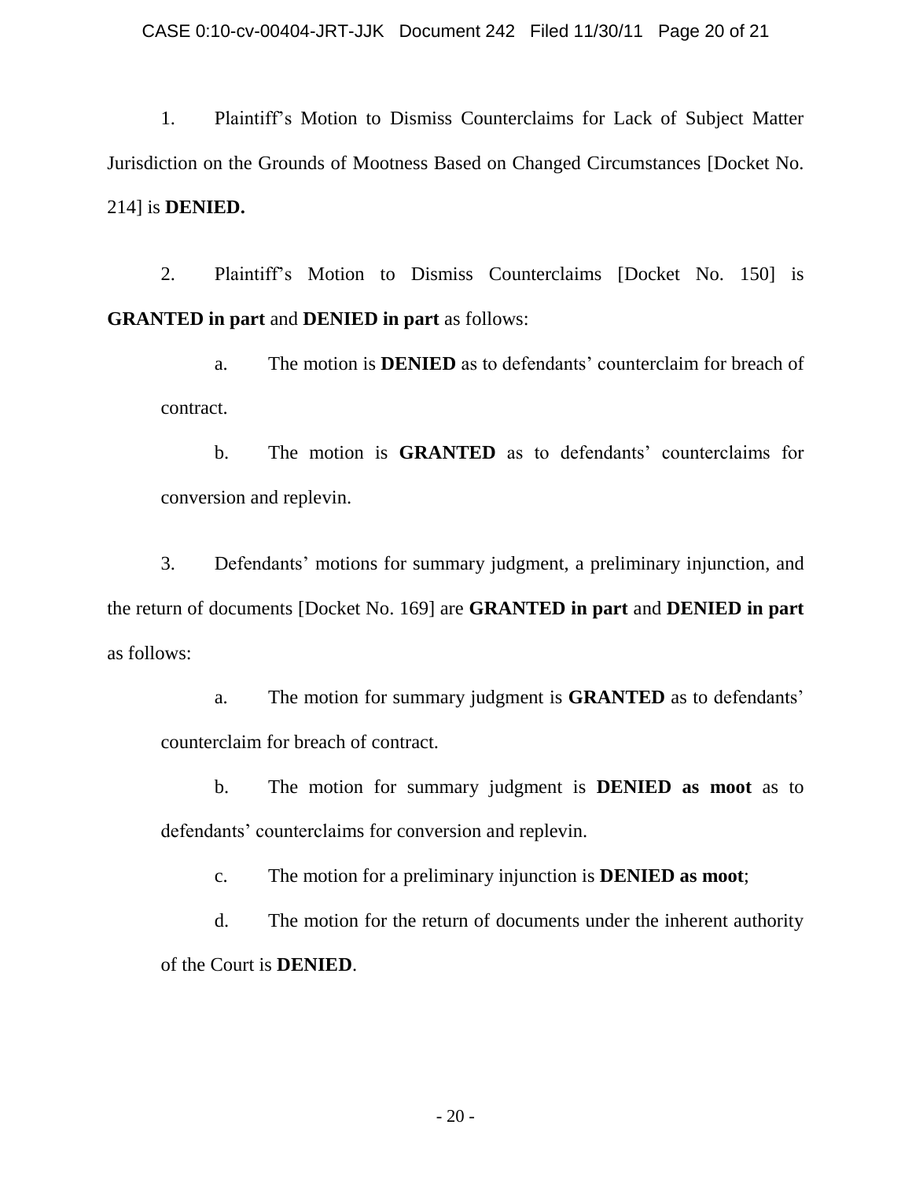1. Plaintiff's Motion to Dismiss Counterclaims for Lack of Subject Matter Jurisdiction on the Grounds of Mootness Based on Changed Circumstances [Docket No. 214] is **DENIED.**

2. Plaintiff's Motion to Dismiss Counterclaims [Docket No. 150] is **GRANTED in part** and **DENIED in part** as follows:

   a. The motion is **DENIED** as to defendants' counterclaim for breach of contract.

   b. The motion is **GRANTED** as to defendants' counterclaims for conversion and replevin.

3. Defendants' motions for summary judgment, a preliminary injunction, and the return of documents [Docket No. 169] are **GRANTED in part** and **DENIED in part** as follows:

   a. The motion for summary judgment is **GRANTED** as to defendants' counterclaim for breach of contract.

   b. The motion for summary judgment is **DENIED as moot** as to defendants' counterclaims for conversion and replevin.

   c. The motion for a preliminary injunction is **DENIED as moot**;

   d. The motion for the return of documents under the inherent authority of the Court is **DENIED**.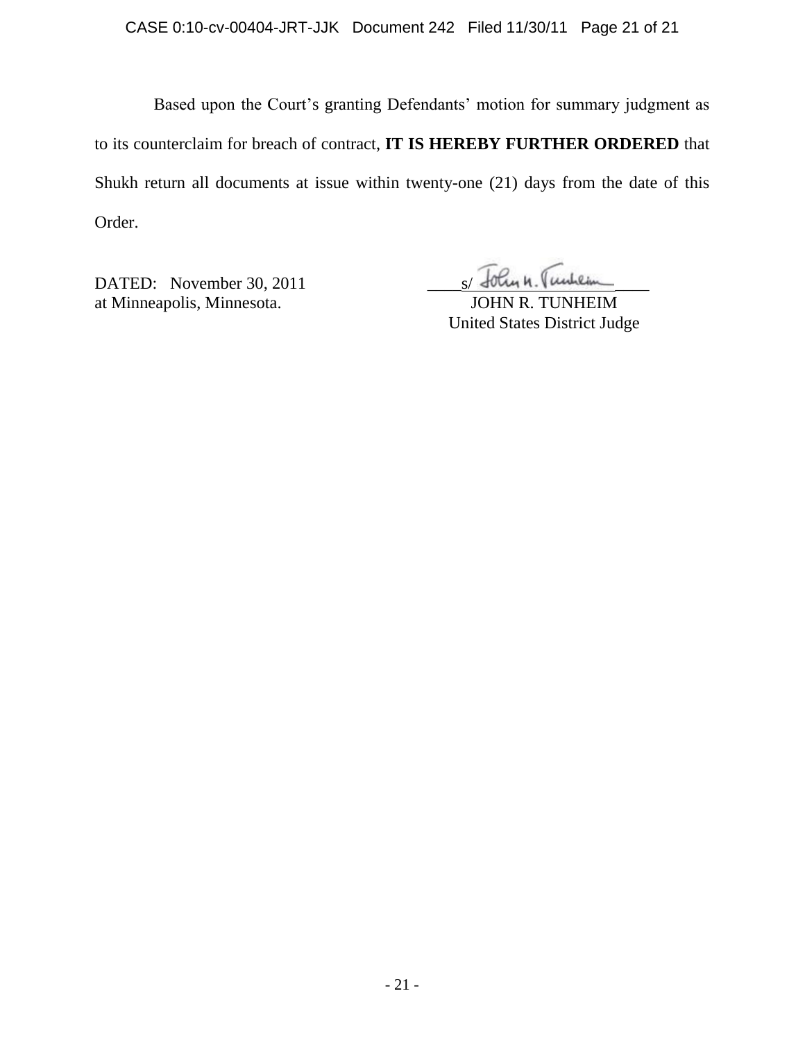Based upon the Court's granting Defendants' motion for summary judgment as to its counterclaim for breach of contract, **IT IS HEREBY FURTHER ORDERED** that Shukh return all documents at issue within twenty-one (21) days from the date of this Order.

DATED: November 30, 2011
at Minneapolis, Minnesota.

s/ John R. Tunheim
JOHN R. TUNHEIM
United States District Judge